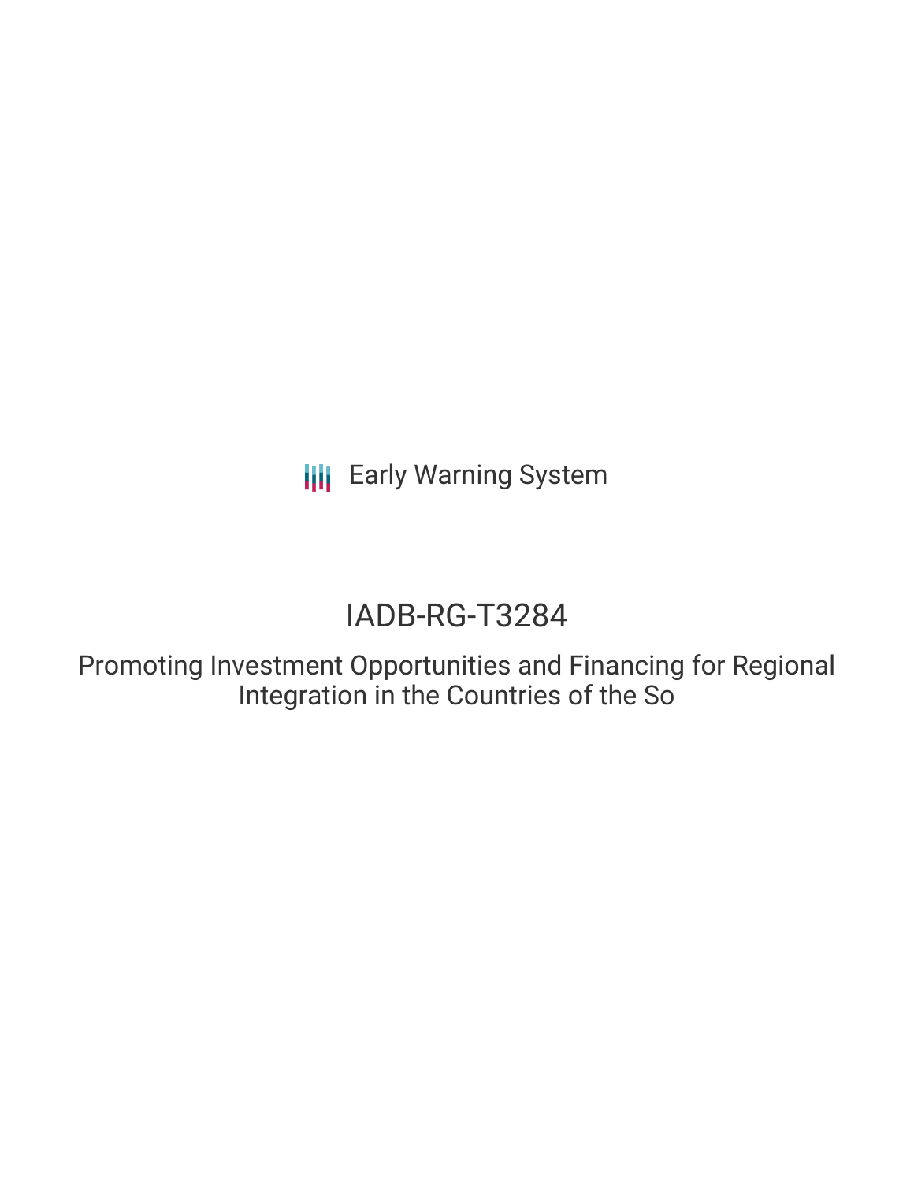Early Warning System

# IADB-RG-T3284

Promoting Investment Opportunities and Financing for Regional Integration in the Countries of the So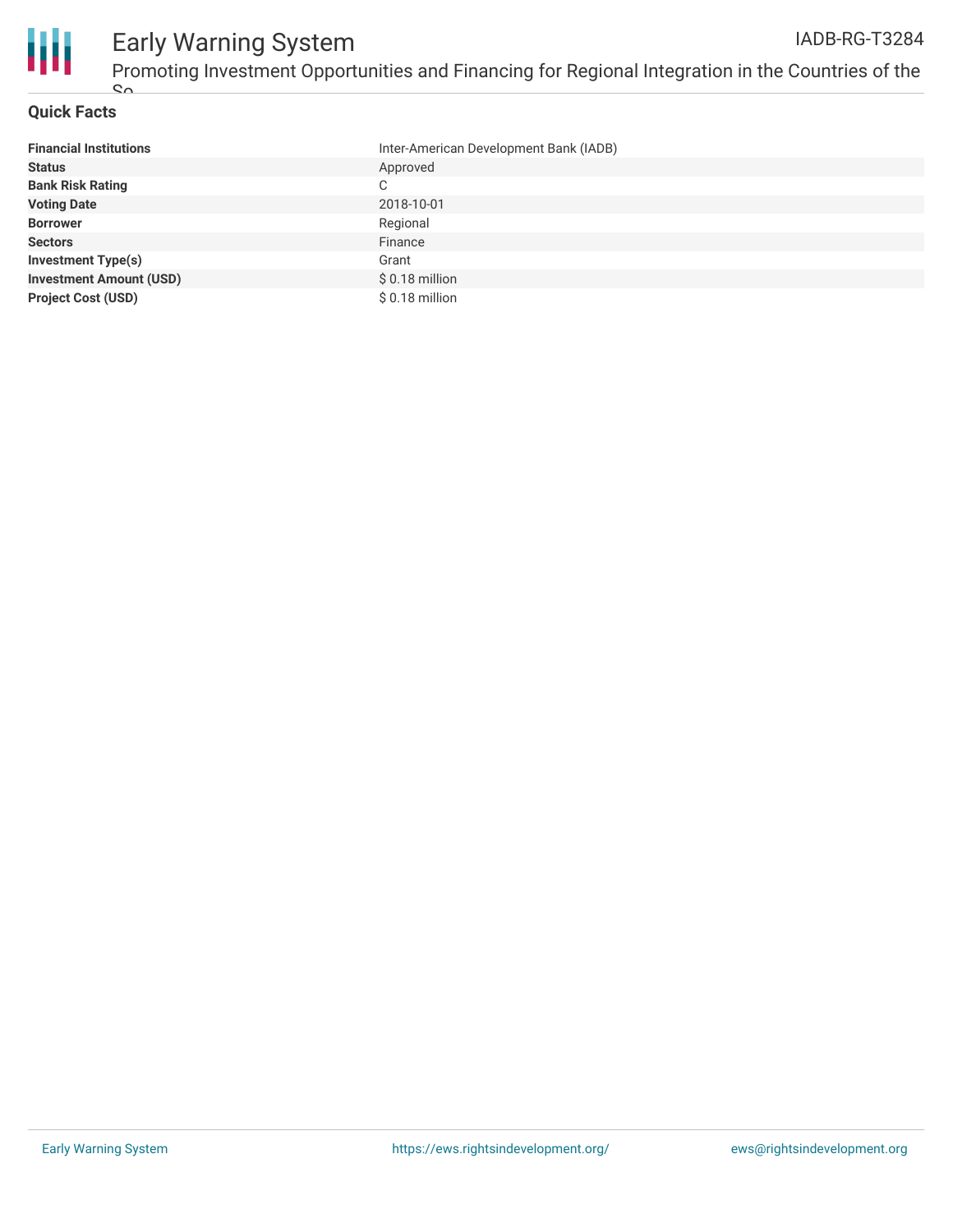## Quick Facts

| | |
|---|---|
| **Financial Institutions** | Inter-American Development Bank (IADB) |
| **Status** | Approved |
| **Bank Risk Rating** | C |
| **Voting Date** | 2018-10-01 |
| **Borrower** | Regional |
| **Sectors** | Finance |
| **Investment Type(s)** | Grant |
| **Investment Amount (USD)** | $ 0.18 million |
| **Project Cost (USD)** | $ 0.18 million |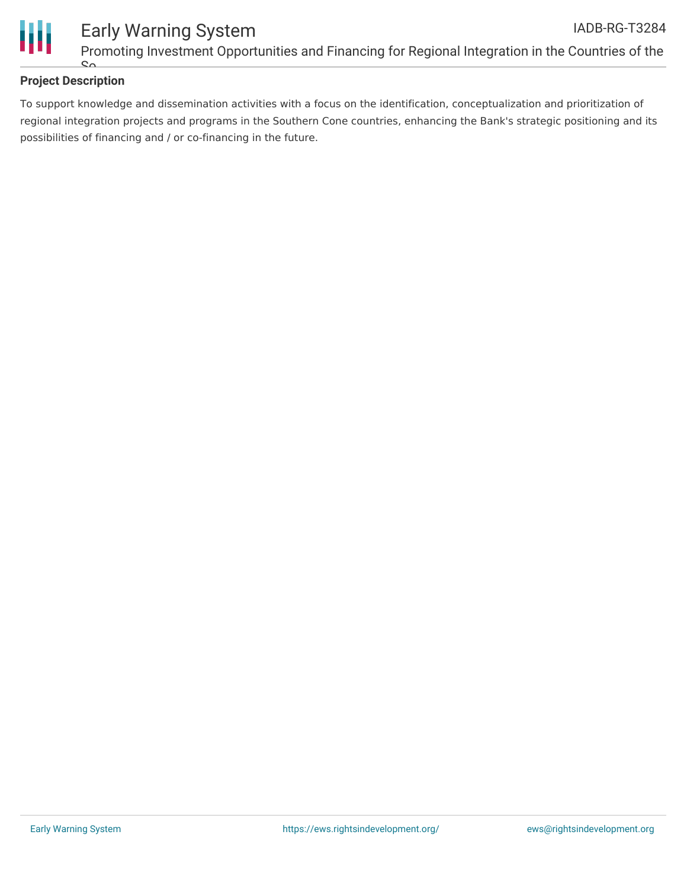## Project Description

To support knowledge and dissemination activities with a focus on the identification, conceptualization and prioritization of regional integration projects and programs in the Southern Cone countries, enhancing the Bank's strategic positioning and its possibilities of financing and / or co-financing in the future.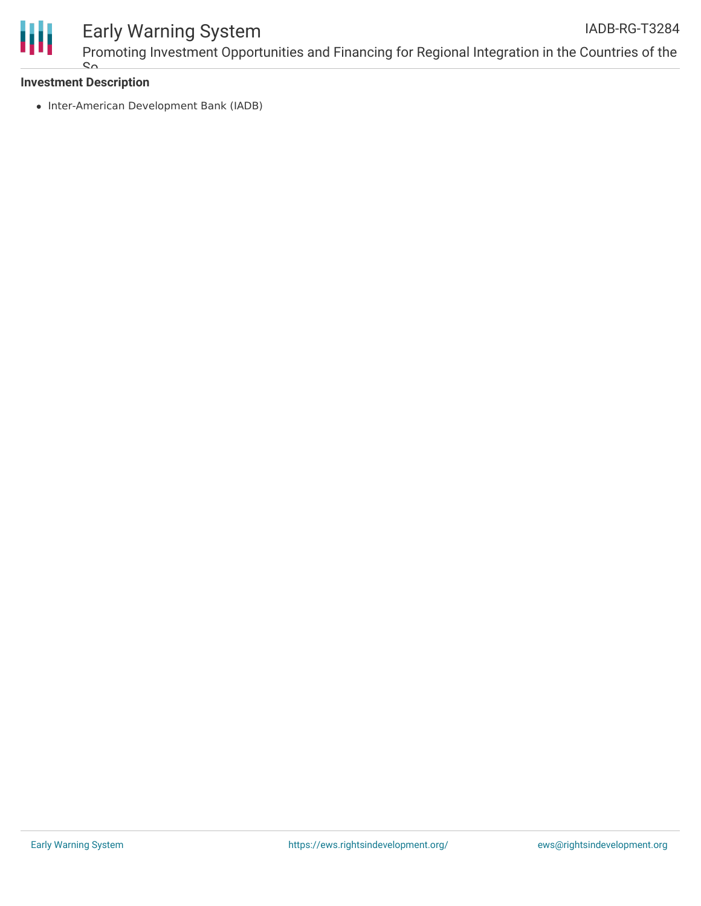**Investment Description**

- Inter-American Development Bank (IADB)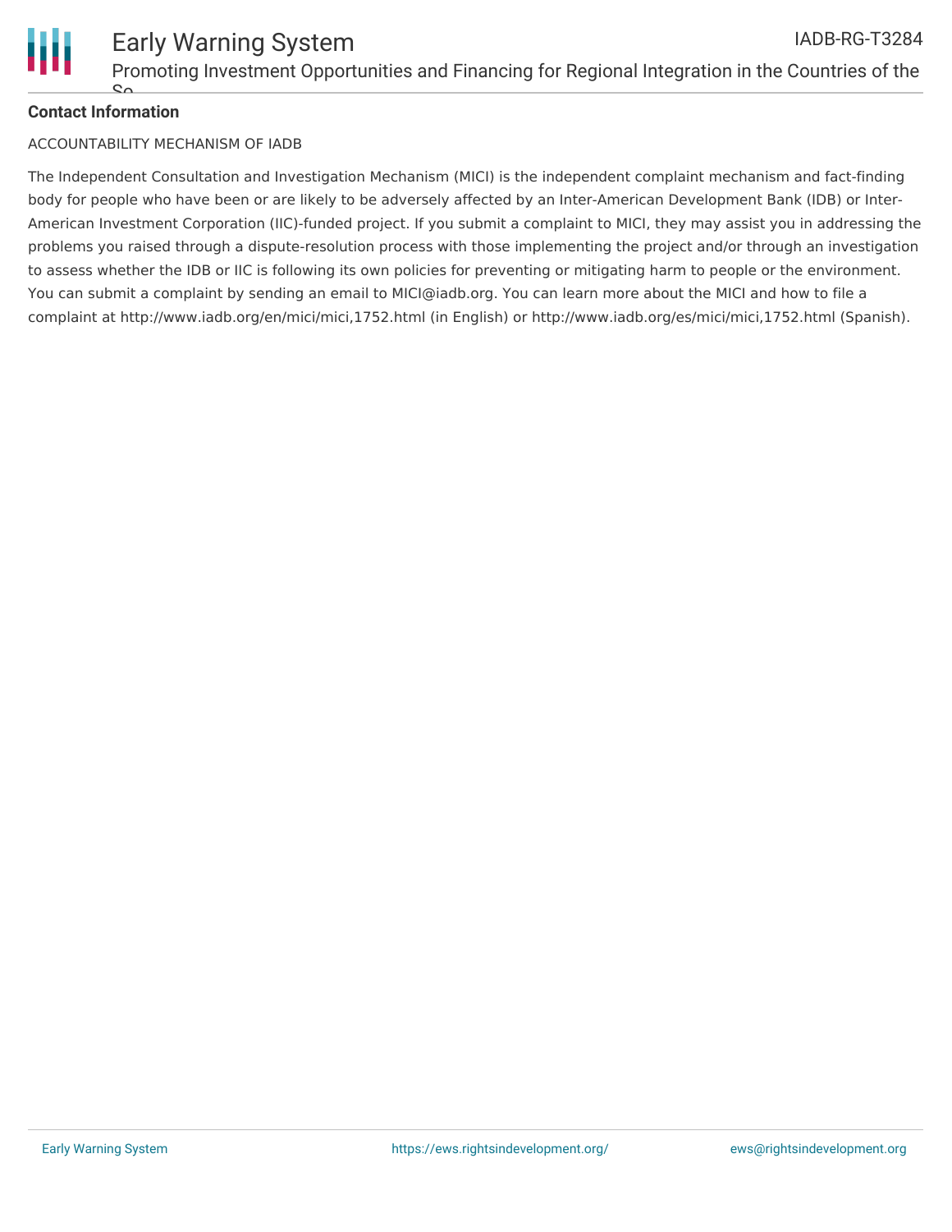**Contact Information**

ACCOUNTABILITY MECHANISM OF IADB

The Independent Consultation and Investigation Mechanism (MICI) is the independent complaint mechanism and fact-finding body for people who have been or are likely to be adversely affected by an Inter-American Development Bank (IDB) or Inter-American Investment Corporation (IIC)-funded project. If you submit a complaint to MICI, they may assist you in addressing the problems you raised through a dispute-resolution process with those implementing the project and/or through an investigation to assess whether the IDB or IIC is following its own policies for preventing or mitigating harm to people or the environment. You can submit a complaint by sending an email to MICI@iadb.org. You can learn more about the MICI and how to file a complaint at http://www.iadb.org/en/mici/mici,1752.html (in English) or http://www.iadb.org/es/mici/mici,1752.html (Spanish).